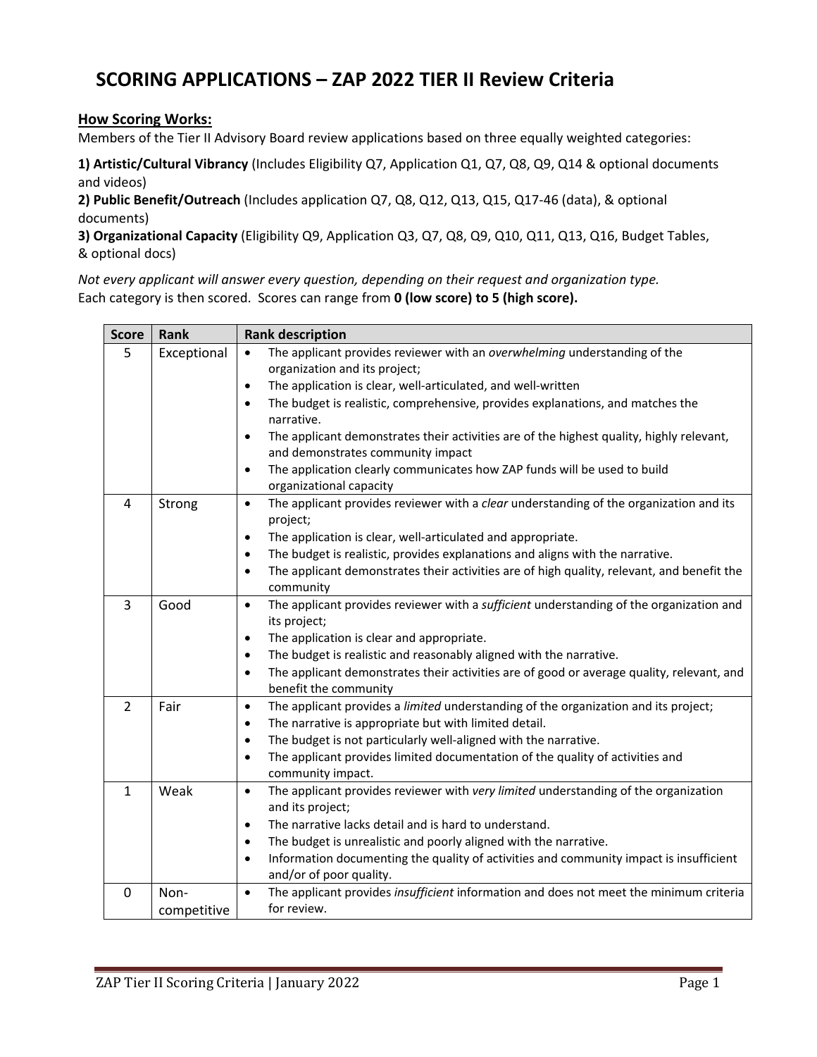# SCORING APPLICATIONS – ZAP 2022 TIER II Review Criteria

## How Scoring Works:

Members of the Tier II Advisory Board review applications based on three equally weighted categories:

**1) Artistic/Cultural Vibrancy** (Includes Eligibility Q7, Application Q1, Q7, Q8, Q9, Q14 & optional documents and videos)

**2) Public Benefit/Outreach** (Includes application Q7, Q8, Q12, Q13, Q15, Q17-46 (data), & optional documents)

**3) Organizational Capacity** (Eligibility Q9, Application Q3, Q7, Q8, Q9, Q10, Q11, Q13, Q16, Budget Tables, & optional docs)

*Not every applicant will answer every question, depending on their request and organization type.*

Each category is then scored. Scores can range from **0 (low score) to 5 (high score).**

| Score | Rank | Rank description |
|---|---|---|
| 5 | Exceptional | • The applicant provides reviewer with an *overwhelming* understanding of the organization and its project;<br>• The application is clear, well-articulated, and well-written<br>• The budget is realistic, comprehensive, provides explanations, and matches the narrative.<br>• The applicant demonstrates their activities are of the highest quality, highly relevant, and demonstrates community impact<br>• The application clearly communicates how ZAP funds will be used to build organizational capacity |
| 4 | Strong | • The applicant provides reviewer with a *clear* understanding of the organization and its project;<br>• The application is clear, well-articulated and appropriate.<br>• The budget is realistic, provides explanations and aligns with the narrative.<br>• The applicant demonstrates their activities are of high quality, relevant, and benefit the community |
| 3 | Good | • The applicant provides reviewer with a *sufficient* understanding of the organization and its project;<br>• The application is clear and appropriate.<br>• The budget is realistic and reasonably aligned with the narrative.<br>• The applicant demonstrates their activities are of good or average quality, relevant, and benefit the community |
| 2 | Fair | • The applicant provides a *limited* understanding of the organization and its project;<br>• The narrative is appropriate but with limited detail.<br>• The budget is not particularly well-aligned with the narrative.<br>• The applicant provides limited documentation of the quality of activities and community impact. |
| 1 | Weak | • The applicant provides reviewer with *very limited* understanding of the organization and its project;<br>• The narrative lacks detail and is hard to understand.<br>• The budget is unrealistic and poorly aligned with the narrative.<br>• Information documenting the quality of activities and community impact is insufficient and/or of poor quality. |
| 0 | Non-competitive | • The applicant provides *insufficient* information and does not meet the minimum criteria for review. |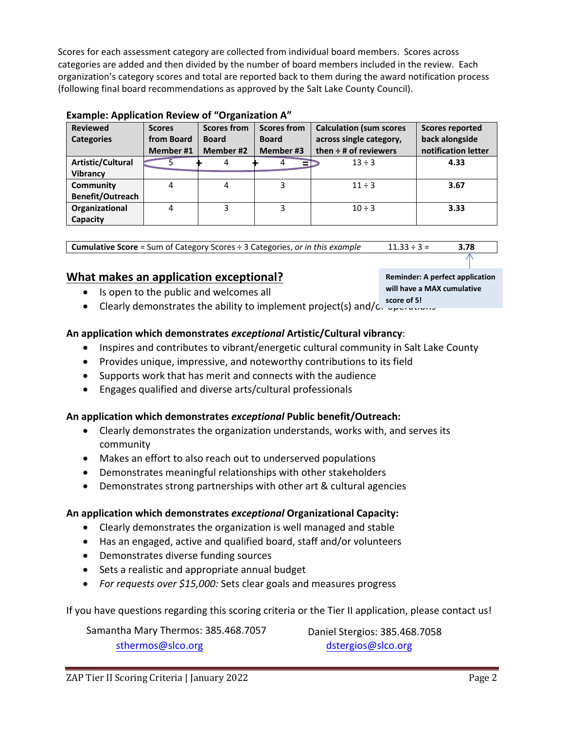Scores for each assessment category are collected from individual board members. Scores across categories are added and then divided by the number of board members included in the review. Each organization's category scores and total are reported back to them during the award notification process (following final board recommendations as approved by the Salt Lake County Council).

**Example: Application Review of "Organization A"**

| Reviewed Categories | Scores from Board Member #1 | Scores from Board Member #2 | Scores from Board Member #3 | Calculation (sum scores across single category, then ÷ # of reviewers | Scores reported back alongside notification letter |
|---|---|---|---|---|---|
| Artistic/Cultural Vibrancy | 5 + | 4 + | 4 = | 13 ÷ 3 | **4.33** |
| Community Benefit/Outreach | 4 | 4 | 3 | 11 ÷ 3 | **3.67** |
| Organizational Capacity | 4 | 3 | 3 | 10 ÷ 3 | **3.33** |

**Cumulative Score** = Sum of Category Scores ÷ 3 Categories, *or in this example* 11.33 ÷ 3 = **3.78**

**Reminder: A perfect application will have a MAX cumulative score of 5!**

## What makes an application exceptional?

- Is open to the public and welcomes all
- Clearly demonstrates the ability to implement project(s) and/or operations

**An application which demonstrates *exceptional* Artistic/Cultural vibrancy:**

- Inspires and contributes to vibrant/energetic cultural community in Salt Lake County
- Provides unique, impressive, and noteworthy contributions to its field
- Supports work that has merit and connects with the audience
- Engages qualified and diverse arts/cultural professionals

**An application which demonstrates *exceptional* Public benefit/Outreach:**

- Clearly demonstrates the organization understands, works with, and serves its community
- Makes an effort to also reach out to underserved populations
- Demonstrates meaningful relationships with other stakeholders
- Demonstrates strong partnerships with other art & cultural agencies

**An application which demonstrates *exceptional* Organizational Capacity:**

- Clearly demonstrates the organization is well managed and stable
- Has an engaged, active and qualified board, staff and/or volunteers
- Demonstrates diverse funding sources
- Sets a realistic and appropriate annual budget
- *For requests over $15,000:* Sets clear goals and measures progress

If you have questions regarding this scoring criteria or the Tier II application, please contact us!

Samantha Mary Thermos: 385.468.7057
sthermos@slco.org

Daniel Stergios: 385.468.7058
dstergios@slco.org